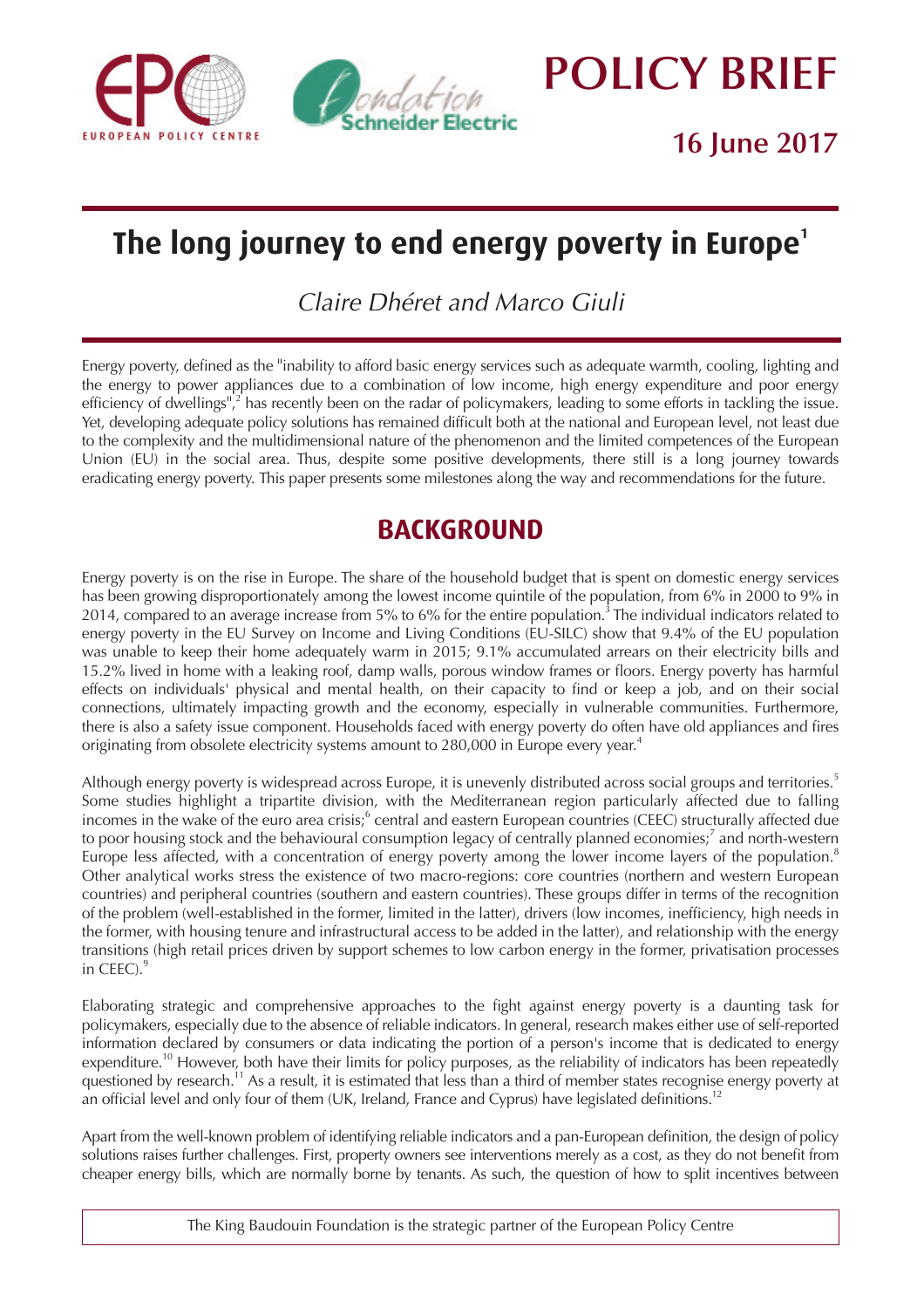POLICY BRIEF

16 June 2017

# The long journey to end energy poverty in Europe[1]

*Claire Dhéret and Marco Giuli*

Energy poverty, defined as the "inability to afford basic energy services such as adequate warmth, cooling, lighting and the energy to power appliances due to a combination of low income, high energy expenditure and poor energy efficiency of dwellings",[2] has recently been on the radar of policymakers, leading to some efforts in tackling the issue. Yet, developing adequate policy solutions has remained difficult both at the national and European level, not least due to the complexity and the multidimensional nature of the phenomenon and the limited competences of the European Union (EU) in the social area. Thus, despite some positive developments, there still is a long journey towards eradicating energy poverty. This paper presents some milestones along the way and recommendations for the future.

## BACKGROUND

Energy poverty is on the rise in Europe. The share of the household budget that is spent on domestic energy services has been growing disproportionately among the lowest income quintile of the population, from 6% in 2000 to 9% in 2014, compared to an average increase from 5% to 6% for the entire population.[3] The individual indicators related to energy poverty in the EU Survey on Income and Living Conditions (EU-SILC) show that 9.4% of the EU population was unable to keep their home adequately warm in 2015; 9.1% accumulated arrears on their electricity bills and 15.2% lived in home with a leaking roof, damp walls, porous window frames or floors. Energy poverty has harmful effects on individuals' physical and mental health, on their capacity to find or keep a job, and on their social connections, ultimately impacting growth and the economy, especially in vulnerable communities. Furthermore, there is also a safety issue component. Households faced with energy poverty do often have old appliances and fires originating from obsolete electricity systems amount to 280,000 in Europe every year.[4]

Although energy poverty is widespread across Europe, it is unevenly distributed across social groups and territories.[5] Some studies highlight a tripartite division, with the Mediterranean region particularly affected due to falling incomes in the wake of the euro area crisis;[6] central and eastern European countries (CEEC) structurally affected due to poor housing stock and the behavioural consumption legacy of centrally planned economies;[7] and north-western Europe less affected, with a concentration of energy poverty among the lower income layers of the population.[8] Other analytical works stress the existence of two macro-regions: core countries (northern and western European countries) and peripheral countries (southern and eastern countries). These groups differ in terms of the recognition of the problem (well-established in the former, limited in the latter), drivers (low incomes, inefficiency, high needs in the former, with housing tenure and infrastructural access to be added in the latter), and relationship with the energy transitions (high retail prices driven by support schemes to low carbon energy in the former, privatisation processes in CEEC).[9]

Elaborating strategic and comprehensive approaches to the fight against energy poverty is a daunting task for policymakers, especially due to the absence of reliable indicators. In general, research makes either use of self-reported information declared by consumers or data indicating the portion of a person's income that is dedicated to energy expenditure.[10] However, both have their limits for policy purposes, as the reliability of indicators has been repeatedly questioned by research.[11] As a result, it is estimated that less than a third of member states recognise energy poverty at an official level and only four of them (UK, Ireland, France and Cyprus) have legislated definitions.[12]

Apart from the well-known problem of identifying reliable indicators and a pan-European definition, the design of policy solutions raises further challenges. First, property owners see interventions merely as a cost, as they do not benefit from cheaper energy bills, which are normally borne by tenants. As such, the question of how to split incentives between

The King Baudouin Foundation is the strategic partner of the European Policy Centre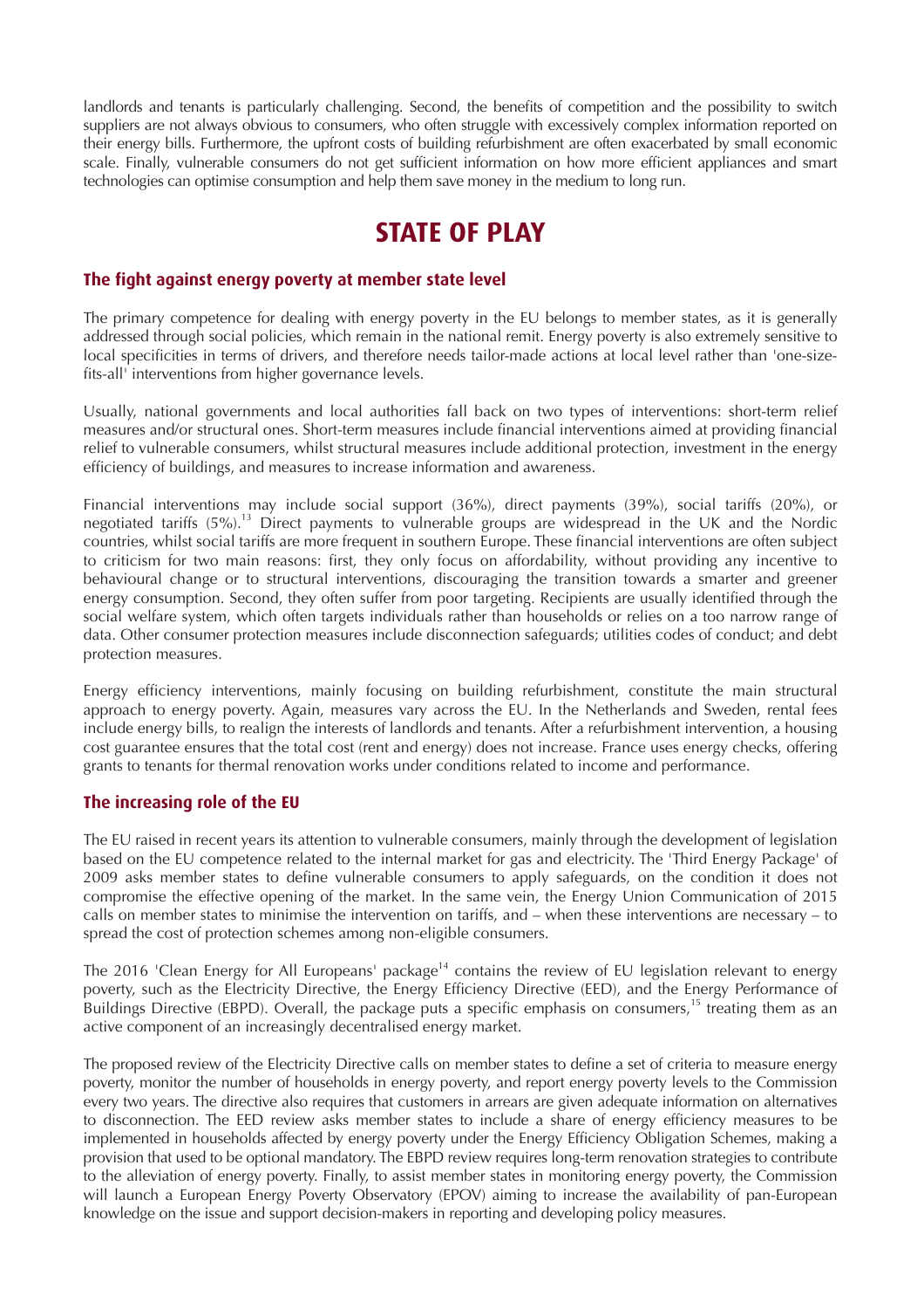landlords and tenants is particularly challenging. Second, the benefits of competition and the possibility to switch suppliers are not always obvious to consumers, who often struggle with excessively complex information reported on their energy bills. Furthermore, the upfront costs of building refurbishment are often exacerbated by small economic scale. Finally, vulnerable consumers do not get sufficient information on how more efficient appliances and smart technologies can optimise consumption and help them save money in the medium to long run.

# STATE OF PLAY

### The fight against energy poverty at member state level

The primary competence for dealing with energy poverty in the EU belongs to member states, as it is generally addressed through social policies, which remain in the national remit. Energy poverty is also extremely sensitive to local specificities in terms of drivers, and therefore needs tailor-made actions at local level rather than 'one-size-fits-all' interventions from higher governance levels.

Usually, national governments and local authorities fall back on two types of interventions: short-term relief measures and/or structural ones. Short-term measures include financial interventions aimed at providing financial relief to vulnerable consumers, whilst structural measures include additional protection, investment in the energy efficiency of buildings, and measures to increase information and awareness.

Financial interventions may include social support (36%), direct payments (39%), social tariffs (20%), or negotiated tariffs (5%).[13] Direct payments to vulnerable groups are widespread in the UK and the Nordic countries, whilst social tariffs are more frequent in southern Europe. These financial interventions are often subject to criticism for two main reasons: first, they only focus on affordability, without providing any incentive to behavioural change or to structural interventions, discouraging the transition towards a smarter and greener energy consumption. Second, they often suffer from poor targeting. Recipients are usually identified through the social welfare system, which often targets individuals rather than households or relies on a too narrow range of data. Other consumer protection measures include disconnection safeguards; utilities codes of conduct; and debt protection measures.

Energy efficiency interventions, mainly focusing on building refurbishment, constitute the main structural approach to energy poverty. Again, measures vary across the EU. In the Netherlands and Sweden, rental fees include energy bills, to realign the interests of landlords and tenants. After a refurbishment intervention, a housing cost guarantee ensures that the total cost (rent and energy) does not increase. France uses energy checks, offering grants to tenants for thermal renovation works under conditions related to income and performance.

### The increasing role of the EU

The EU raised in recent years its attention to vulnerable consumers, mainly through the development of legislation based on the EU competence related to the internal market for gas and electricity. The 'Third Energy Package' of 2009 asks member states to define vulnerable consumers to apply safeguards, on the condition it does not compromise the effective opening of the market. In the same vein, the Energy Union Communication of 2015 calls on member states to minimise the intervention on tariffs, and – when these interventions are necessary – to spread the cost of protection schemes among non-eligible consumers.

The 2016 'Clean Energy for All Europeans' package[14] contains the review of EU legislation relevant to energy poverty, such as the Electricity Directive, the Energy Efficiency Directive (EED), and the Energy Performance of Buildings Directive (EBPD). Overall, the package puts a specific emphasis on consumers,[15] treating them as an active component of an increasingly decentralised energy market.

The proposed review of the Electricity Directive calls on member states to define a set of criteria to measure energy poverty, monitor the number of households in energy poverty, and report energy poverty levels to the Commission every two years. The directive also requires that customers in arrears are given adequate information on alternatives to disconnection. The EED review asks member states to include a share of energy efficiency measures to be implemented in households affected by energy poverty under the Energy Efficiency Obligation Schemes, making a provision that used to be optional mandatory. The EBPD review requires long-term renovation strategies to contribute to the alleviation of energy poverty. Finally, to assist member states in monitoring energy poverty, the Commission will launch a European Energy Poverty Observatory (EPOV) aiming to increase the availability of pan-European knowledge on the issue and support decision-makers in reporting and developing policy measures.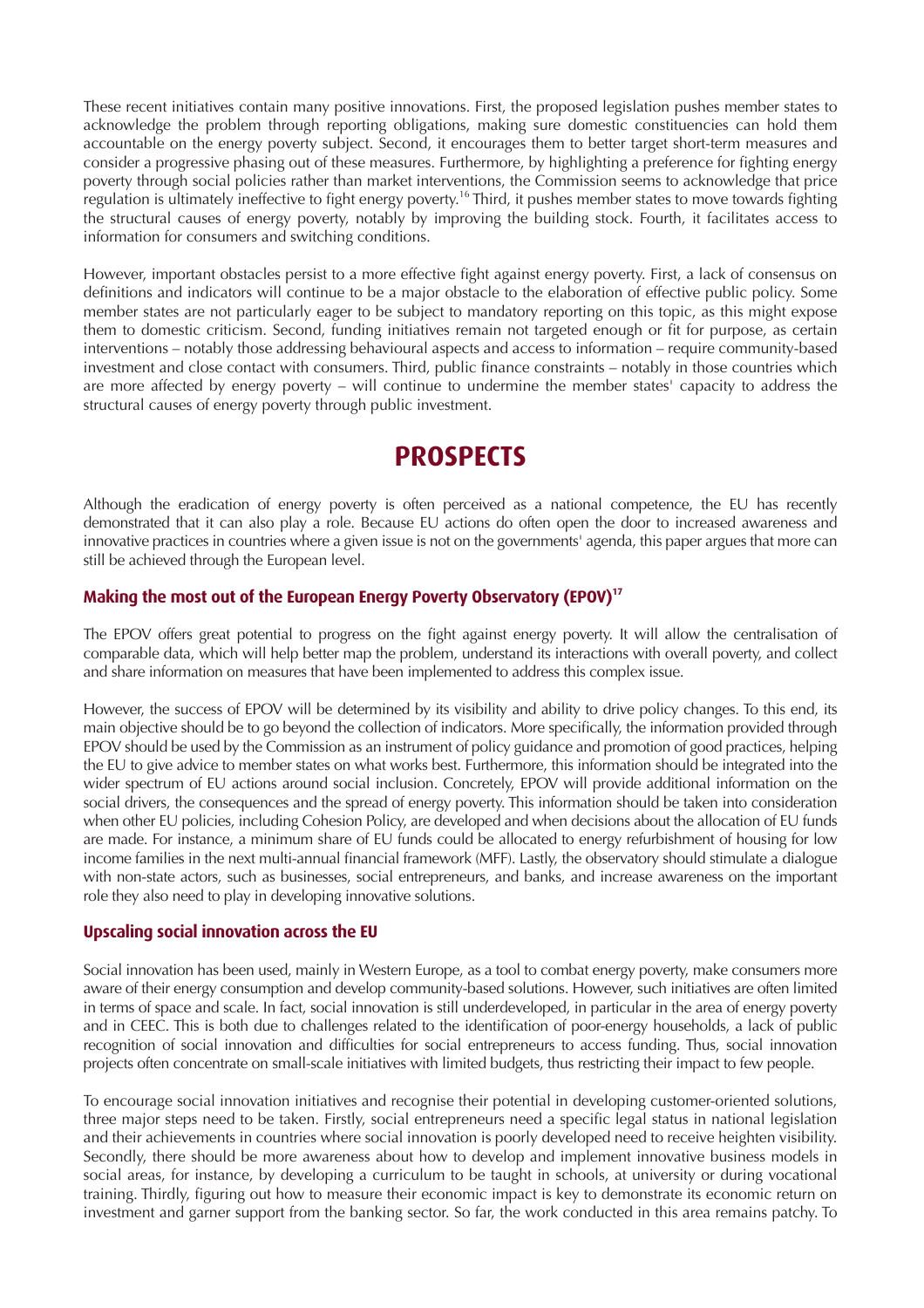These recent initiatives contain many positive innovations. First, the proposed legislation pushes member states to acknowledge the problem through reporting obligations, making sure domestic constituencies can hold them accountable on the energy poverty subject. Second, it encourages them to better target short-term measures and consider a progressive phasing out of these measures. Furthermore, by highlighting a preference for fighting energy poverty through social policies rather than market interventions, the Commission seems to acknowledge that price regulation is ultimately ineffective to fight energy poverty.[16] Third, it pushes member states to move towards fighting the structural causes of energy poverty, notably by improving the building stock. Fourth, it facilitates access to information for consumers and switching conditions.

However, important obstacles persist to a more effective fight against energy poverty. First, a lack of consensus on definitions and indicators will continue to be a major obstacle to the elaboration of effective public policy. Some member states are not particularly eager to be subject to mandatory reporting on this topic, as this might expose them to domestic criticism. Second, funding initiatives remain not targeted enough or fit for purpose, as certain interventions – notably those addressing behavioural aspects and access to information – require community-based investment and close contact with consumers. Third, public finance constraints – notably in those countries which are more affected by energy poverty – will continue to undermine the member states' capacity to address the structural causes of energy poverty through public investment.

# PROSPECTS

Although the eradication of energy poverty is often perceived as a national competence, the EU has recently demonstrated that it can also play a role. Because EU actions do often open the door to increased awareness and innovative practices in countries where a given issue is not on the governments' agenda, this paper argues that more can still be achieved through the European level.

### Making the most out of the European Energy Poverty Observatory (EPOV)[17]

The EPOV offers great potential to progress on the fight against energy poverty. It will allow the centralisation of comparable data, which will help better map the problem, understand its interactions with overall poverty, and collect and share information on measures that have been implemented to address this complex issue.

However, the success of EPOV will be determined by its visibility and ability to drive policy changes. To this end, its main objective should be to go beyond the collection of indicators. More specifically, the information provided through EPOV should be used by the Commission as an instrument of policy guidance and promotion of good practices, helping the EU to give advice to member states on what works best. Furthermore, this information should be integrated into the wider spectrum of EU actions around social inclusion. Concretely, EPOV will provide additional information on the social drivers, the consequences and the spread of energy poverty. This information should be taken into consideration when other EU policies, including Cohesion Policy, are developed and when decisions about the allocation of EU funds are made. For instance, a minimum share of EU funds could be allocated to energy refurbishment of housing for low income families in the next multi-annual financial framework (MFF). Lastly, the observatory should stimulate a dialogue with non-state actors, such as businesses, social entrepreneurs, and banks, and increase awareness on the important role they also need to play in developing innovative solutions.

### Upscaling social innovation across the EU

Social innovation has been used, mainly in Western Europe, as a tool to combat energy poverty, make consumers more aware of their energy consumption and develop community-based solutions. However, such initiatives are often limited in terms of space and scale. In fact, social innovation is still underdeveloped, in particular in the area of energy poverty and in CEEC. This is both due to challenges related to the identification of poor-energy households, a lack of public recognition of social innovation and difficulties for social entrepreneurs to access funding. Thus, social innovation projects often concentrate on small-scale initiatives with limited budgets, thus restricting their impact to few people.

To encourage social innovation initiatives and recognise their potential in developing customer-oriented solutions, three major steps need to be taken. Firstly, social entrepreneurs need a specific legal status in national legislation and their achievements in countries where social innovation is poorly developed need to receive heighten visibility. Secondly, there should be more awareness about how to develop and implement innovative business models in social areas, for instance, by developing a curriculum to be taught in schools, at university or during vocational training. Thirdly, figuring out how to measure their economic impact is key to demonstrate its economic return on investment and garner support from the banking sector. So far, the work conducted in this area remains patchy. To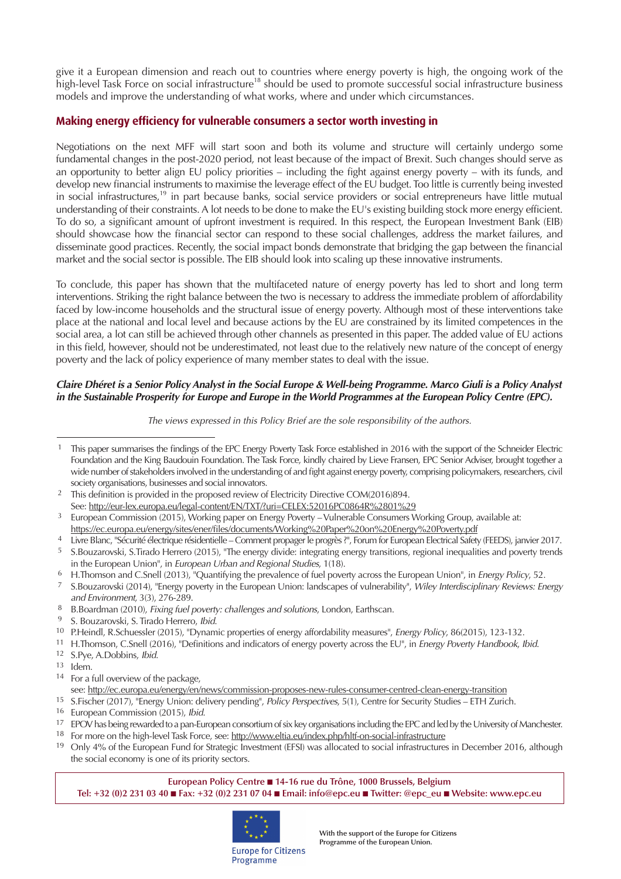give it a European dimension and reach out to countries where energy poverty is high, the ongoing work of the high-level Task Force on social infrastructure[18] should be used to promote successful social infrastructure business models and improve the understanding of what works, where and under which circumstances.

## Making energy efficiency for vulnerable consumers a sector worth investing in

Negotiations on the next MFF will start soon and both its volume and structure will certainly undergo some fundamental changes in the post-2020 period, not least because of the impact of Brexit. Such changes should serve as an opportunity to better align EU policy priorities – including the fight against energy poverty – with its funds, and develop new financial instruments to maximise the leverage effect of the EU budget. Too little is currently being invested in social infrastructures,[19] in part because banks, social service providers or social entrepreneurs have little mutual understanding of their constraints. A lot needs to be done to make the EU's existing building stock more energy efficient. To do so, a significant amount of upfront investment is required. In this respect, the European Investment Bank (EIB) should showcase how the financial sector can respond to these social challenges, address the market failures, and disseminate good practices. Recently, the social impact bonds demonstrate that bridging the gap between the financial market and the social sector is possible. The EIB should look into scaling up these innovative instruments.

To conclude, this paper has shown that the multifaceted nature of energy poverty has led to short and long term interventions. Striking the right balance between the two is necessary to address the immediate problem of affordability faced by low-income households and the structural issue of energy poverty. Although most of these interventions take place at the national and local level and because actions by the EU are constrained by its limited competences in the social area, a lot can still be achieved through other channels as presented in this paper. The added value of EU actions in this field, however, should not be underestimated, not least due to the relatively new nature of the concept of energy poverty and the lack of policy experience of many member states to deal with the issue.

***Claire Dhéret is a Senior Policy Analyst in the Social Europe & Well-being Programme. Marco Giuli is a Policy Analyst in the Sustainable Prosperity for Europe and Europe in the World Programmes at the European Policy Centre (EPC).***

*The views expressed in this Policy Brief are the sole responsibility of the authors.*

---

1 This paper summarises the findings of the EPC Energy Poverty Task Force established in 2016 with the support of the Schneider Electric Foundation and the King Baudouin Foundation. The Task Force, kindly chaired by Lieve Fransen, EPC Senior Adviser, brought together a wide number of stakeholders involved in the understanding of and fight against energy poverty, comprising policymakers, researchers, civil society organisations, businesses and social innovators.

2 This definition is provided in the proposed review of Electricity Directive COM(2016)894. See: http://eur-lex.europa.eu/legal-content/EN/TXT/?uri=CELEX:52016PC0864R%2801%29

3 European Commission (2015), Working paper on Energy Poverty – Vulnerable Consumers Working Group, available at: https://ec.europa.eu/energy/sites/ener/files/documents/Working%20Paper%20on%20Energy%20Poverty.pdf

4 Livre Blanc, "Sécurité électrique résidentielle – Comment propager le progrès ?", Forum for European Electrical Safety (FEEDS), janvier 2017.

5 S.Bouzarovski, S.Tirado Herrero (2015), "The energy divide: integrating energy transitions, regional inequalities and poverty trends in the European Union", in *European Urban and Regional Studies*, 1(18).

6 H.Thomson and C.Snell (2013), "Quantifying the prevalence of fuel poverty across the European Union", in *Energy Policy*, 52.

7 S.Bouzarovski (2014), "Energy poverty in the European Union: landscapes of vulnerability", *Wiley Interdisciplinary Reviews: Energy and Environment*, 3(3), 276-289.

8 B.Boardman (2010), *Fixing fuel poverty: challenges and solutions*, London, Earthscan.

9 S. Bouzarovski, S. Tirado Herrero, *Ibid.*

10 P.Heindl, R.Schuessler (2015), "Dynamic properties of energy affordability measures", *Energy Policy*, 86(2015), 123-132.

11 H.Thomson, C.Snell (2016), "Definitions and indicators of energy poverty across the EU", in *Energy Poverty Handbook, Ibid.*

12 S.Pye, A.Dobbins, *Ibid.*

13 Idem.

14 For a full overview of the package, see: http://ec.europa.eu/energy/en/news/commission-proposes-new-rules-consumer-centred-clean-energy-transition

15 S.Fischer (2017), "Energy Union: delivery pending", *Policy Perspectives*, 5(1), Centre for Security Studies – ETH Zurich.

16 European Commission (2015), *Ibid.*

17 EPOV has being rewarded to a pan-European consortium of six key organisations including the EPC and led by the University of Manchester.

18 For more on the high-level Task Force, see: http://www.eltia.eu/index.php/hltf-on-social-infrastructure

19 Only 4% of the European Fund for Strategic Investment (EFSI) was allocated to social infrastructures in December 2016, although the social economy is one of its priority sectors.

**European Policy Centre ■ 14-16 rue du Trône, 1000 Brussels, Belgium**
**Tel: +32 (0)2 231 03 40 ■ Fax: +32 (0)2 231 07 04 ■ Email: info@epc.eu ■ Twitter: @epc_eu ■ Website: www.epc.eu**

Europe for Citizens Programme

With the support of the Europe for Citizens Programme of the European Union.